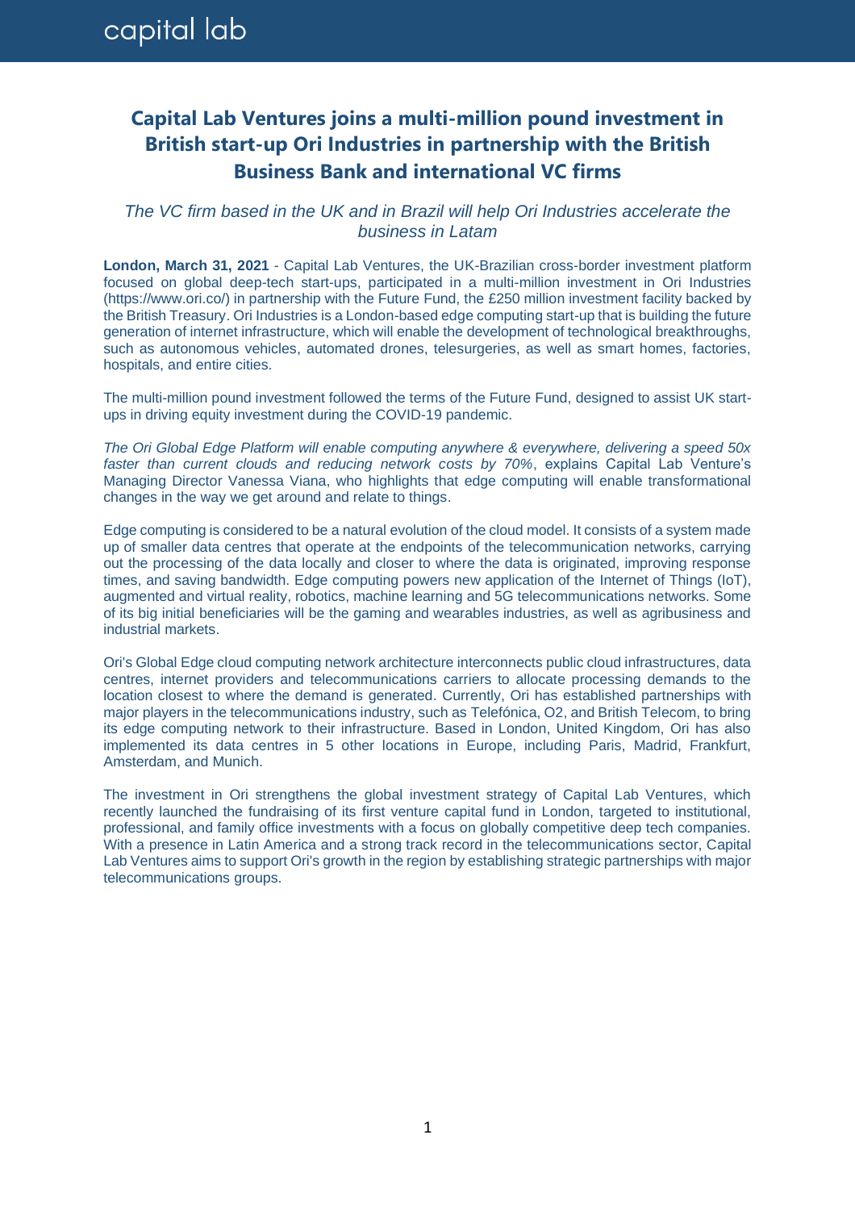# Capital Lab Ventures joins a multi-million pound investment in British start-up Ori Industries in partnership with the British Business Bank and international VC firms

*The VC firm based in the UK and in Brazil will help Ori Industries accelerate the business in Latam*

**London, March 31, 2021** - Capital Lab Ventures, the UK-Brazilian cross-border investment platform focused on global deep-tech start-ups, participated in a multi-million investment in Ori Industries (https://www.ori.co/) in partnership with the Future Fund, the £250 million investment facility backed by the British Treasury. Ori Industries is a London-based edge computing start-up that is building the future generation of internet infrastructure, which will enable the development of technological breakthroughs, such as autonomous vehicles, automated drones, telesurgeries, as well as smart homes, factories, hospitals, and entire cities.

The multi-million pound investment followed the terms of the Future Fund, designed to assist UK start-ups in driving equity investment during the COVID-19 pandemic.

*The Ori Global Edge Platform will enable computing anywhere & everywhere, delivering a speed 50x faster than current clouds and reducing network costs by 70%*, explains Capital Lab Venture's Managing Director Vanessa Viana, who highlights that edge computing will enable transformational changes in the way we get around and relate to things.

Edge computing is considered to be a natural evolution of the cloud model. It consists of a system made up of smaller data centres that operate at the endpoints of the telecommunication networks, carrying out the processing of the data locally and closer to where the data is originated, improving response times, and saving bandwidth. Edge computing powers new application of the Internet of Things (IoT), augmented and virtual reality, robotics, machine learning and 5G telecommunications networks. Some of its big initial beneficiaries will be the gaming and wearables industries, as well as agribusiness and industrial markets.

Ori's Global Edge cloud computing network architecture interconnects public cloud infrastructures, data centres, internet providers and telecommunications carriers to allocate processing demands to the location closest to where the demand is generated. Currently, Ori has established partnerships with major players in the telecommunications industry, such as Telefónica, O2, and British Telecom, to bring its edge computing network to their infrastructure. Based in London, United Kingdom, Ori has also implemented its data centres in 5 other locations in Europe, including Paris, Madrid, Frankfurt, Amsterdam, and Munich.

The investment in Ori strengthens the global investment strategy of Capital Lab Ventures, which recently launched the fundraising of its first venture capital fund in London, targeted to institutional, professional, and family office investments with a focus on globally competitive deep tech companies. With a presence in Latin America and a strong track record in the telecommunications sector, Capital Lab Ventures aims to support Ori's growth in the region by establishing strategic partnerships with major telecommunications groups.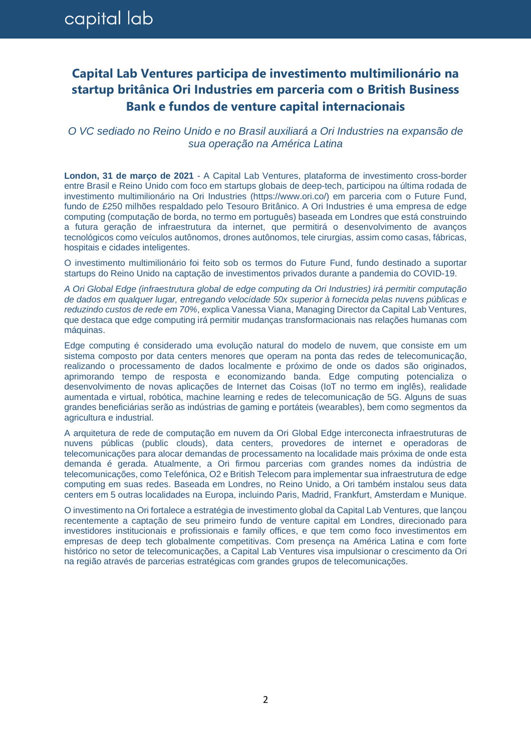# Capital Lab Ventures participa de investimento multimilionário na startup britânica Ori Industries em parceria com o British Business Bank e fundos de venture capital internacionais

*O VC sediado no Reino Unido e no Brasil auxiliará a Ori Industries na expansão de sua operação na América Latina*

**London, 31 de março de 2021** - A Capital Lab Ventures, plataforma de investimento cross-border entre Brasil e Reino Unido com foco em startups globais de deep-tech, participou na última rodada de investimento multimilionário na Ori Industries (https://www.ori.co/) em parceria com o Future Fund, fundo de £250 milhões respaldado pelo Tesouro Britânico. A Ori Industries é uma empresa de edge computing (computação de borda, no termo em português) baseada em Londres que está construindo a futura geração de infraestrutura da internet, que permitirá o desenvolvimento de avanços tecnológicos como veículos autônomos, drones autônomos, tele cirurgias, assim como casas, fábricas, hospitais e cidades inteligentes.

O investimento multimilionário foi feito sob os termos do Future Fund, fundo destinado a suportar startups do Reino Unido na captação de investimentos privados durante a pandemia do COVID-19.

*A Ori Global Edge (infraestrutura global de edge computing da Ori Industries) irá permitir computação de dados em qualquer lugar, entregando velocidade 50x superior à fornecida pelas nuvens públicas e reduzindo custos de rede em 70%*, explica Vanessa Viana, Managing Director da Capital Lab Ventures, que destaca que edge computing irá permitir mudanças transformacionais nas relações humanas com máquinas.

Edge computing é considerado uma evolução natural do modelo de nuvem, que consiste em um sistema composto por data centers menores que operam na ponta das redes de telecomunicação, realizando o processamento de dados localmente e próximo de onde os dados são originados, aprimorando tempo de resposta e economizando banda. Edge computing potencializa o desenvolvimento de novas aplicações de Internet das Coisas (IoT no termo em inglês), realidade aumentada e virtual, robótica, machine learning e redes de telecomunicação de 5G. Alguns de suas grandes beneficiárias serão as indústrias de gaming e portáteis (wearables), bem como segmentos da agricultura e industrial.

A arquitetura de rede de computação em nuvem da Ori Global Edge interconecta infraestruturas de nuvens públicas (public clouds), data centers, provedores de internet e operadoras de telecomunicações para alocar demandas de processamento na localidade mais próxima de onde esta demanda é gerada. Atualmente, a Ori firmou parcerias com grandes nomes da indústria de telecomunicações, como Telefónica, O2 e British Telecom para implementar sua infraestrutura de edge computing em suas redes. Baseada em Londres, no Reino Unido, a Ori também instalou seus data centers em 5 outras localidades na Europa, incluindo Paris, Madrid, Frankfurt, Amsterdam e Munique.

O investimento na Ori fortalece a estratégia de investimento global da Capital Lab Ventures, que lançou recentemente a captação de seu primeiro fundo de venture capital em Londres, direcionado para investidores institucionais e profissionais e family offices, e que tem como foco investimentos em empresas de deep tech globalmente competitivas. Com presença na América Latina e com forte histórico no setor de telecomunicações, a Capital Lab Ventures visa impulsionar o crescimento da Ori na região através de parcerias estratégicas com grandes grupos de telecomunicações.